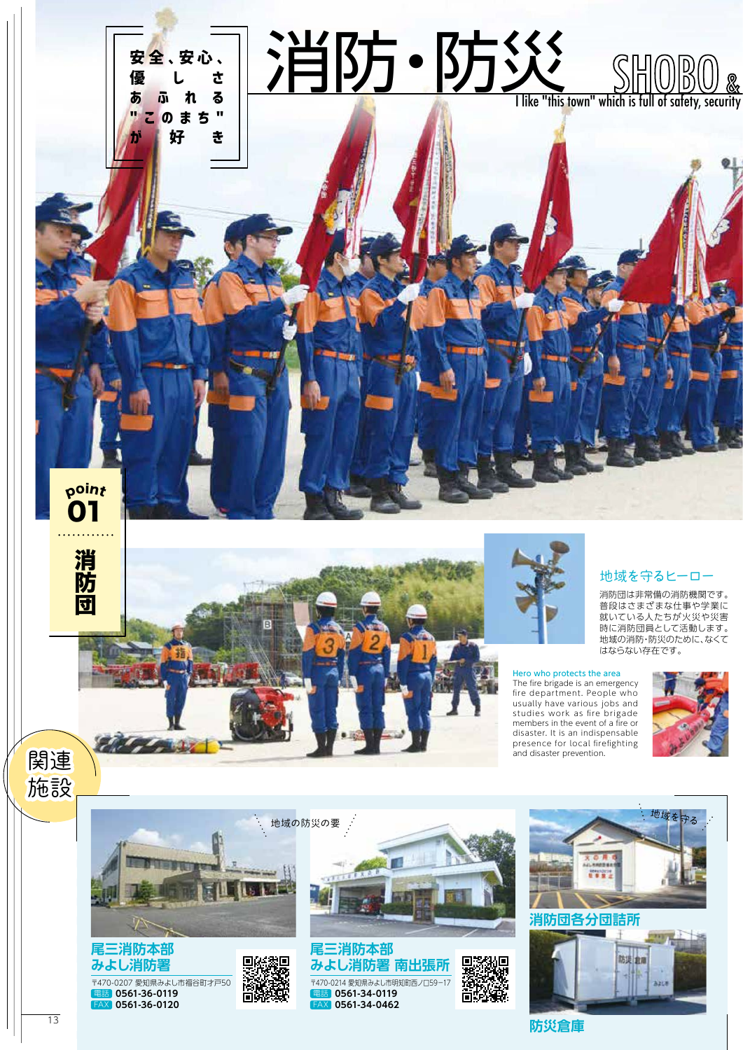# 消防・防災

SHOBO &

I like "this town" which is full of safety, security

安全、安心、
優しさ
あふれる
"このまち"
が好き

point 01

## 消防団

### 地域を守るヒーロー

消防団は非常備の消防機関です。普段はさまざまな仕事や学業に就いている人たちが火災や災害時に消防団員として活動します。地域の消防・防災のために、なくてはならない存在です。

**Hero who protects the area**

The fire brigade is an emergency fire department. People who usually have various jobs and studies work as fire brigade members in the event of a fire or disaster. It is an indispensable presence for local firefighting and disaster prevention.

## 関連施設

地域の防災の要

### 尾三消防本部 みよし消防署

〒470-0207 愛知県みよし市福谷町才戸50
電話 0561-36-0119
FAX 0561-36-0120

### 尾三消防本部 みよし消防署 南出張所

〒470-0214 愛知県みよし市明知町西ノ口59−17
電話 0561-34-0119
FAX 0561-34-0462

地域を守る

### 消防団各分団詰所

### 防災倉庫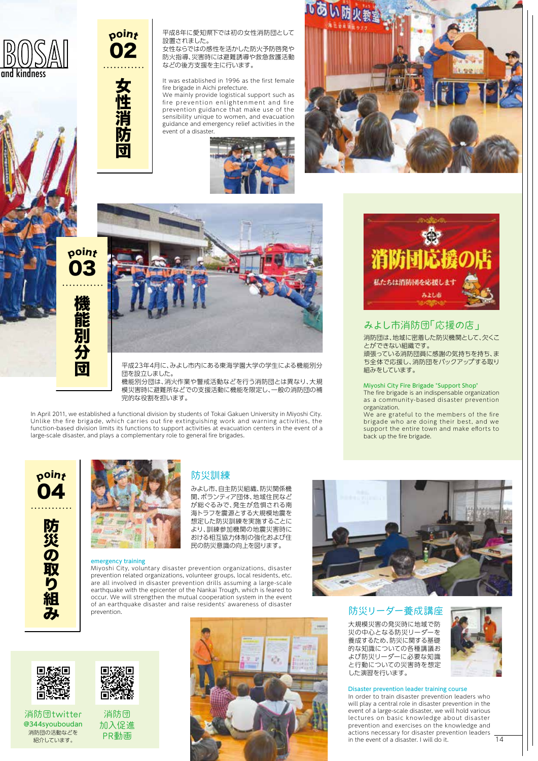BOSAI
and kindness

## point 02 女性消防団

平成8年に愛知県下では初の女性消防団として設置されました。
女性ならではの感性を活かした防火予防啓発や防火指導、災害時には避難誘導や救急救護活動などの後方支援を主に行います。

It was established in 1996 as the first female fire brigade in Aichi prefecture.
We mainly provide logistical support such as fire prevention enlightenment and fire prevention guidance that make use of the sensibility unique to women, and evacuation guidance and emergency relief activities in the event of a disaster.

## point 03 機能別分団

平成23年4月に、みよし市内にある東海学園大学の学生による機能別分団を設立しました。
機能別分団は、消火作業や警戒活動などを行う消防団とは異なり、大規模災害時に避難所などでの支援活動に機能を限定し、一般の消防団の補完的な役割を担います。

In April 2011, we established a functional division by students of Tokai Gakuen University in Miyoshi City. Unlike the fire brigade, which carries out fire extinguishing work and warning activities, the function-based division limits its functions to support activities at evacuation centers in the event of a large-scale disaster, and plays a complementary role to general fire brigades.

### 消防団応援の店
私たちは消防団を応援します
みよし市

### みよし市消防団「応援の店」

消防団は、地域に密着した防災機関として、欠くことができない組織です。
頑張っている消防団員に感謝の気持ちを持ち、まち全体で応援し、消防団をバックアップする取り組みをしています。

**Miyoshi City Fire Brigade "Support Shop"**
The fire brigade is an indispensable organization as a community-based disaster prevention organization.
We are grateful to the members of the fire brigade who are doing their best, and we support the entire town and make efforts to back up the fire brigade.

## point 04 防災の取り組み

### 防災訓練

みよし市、自主防災組織、防災関係機関、ボランティア団体、地域住民などが総ぐるみで、発生が危惧される南海トラフを震源とする大規模地震を想定した防災訓練を実施することにより、訓練参加機関の地震災害時における相互協力体制の強化および住民の防災意識の向上を図ります。

**emergency training**
Miyoshi City, voluntary disaster prevention organizations, disaster prevention related organizations, volunteer groups, local residents, etc. are all involved in disaster prevention drills assuming a large-scale earthquake with the epicenter of the Nankai Trough, which is feared to occur. We will strengthen the mutual cooperation system in the event of an earthquake disaster and raise residents' awareness of disaster prevention.

### 防災リーダー養成講座

大規模災害の発災時に地域で防災の中心となる防災リーダーを養成するため、防災に関する基礎的な知識についての各種講義および防災リーダーに必要な知識と行動についての災害時を想定した演習を行います。

**Disaster prevention leader training course**
In order to train disaster prevention leaders who will play a central role in disaster prevention in the event of a large-scale disaster, we will hold various lectures on basic knowledge about disaster prevention and exercises on the knowledge and actions necessary for disaster prevention leaders in the event of a disaster. I will do it.

消防団twitter
@344syouboudan
消防団の活動などを紹介しています。

消防団加入促進PR動画